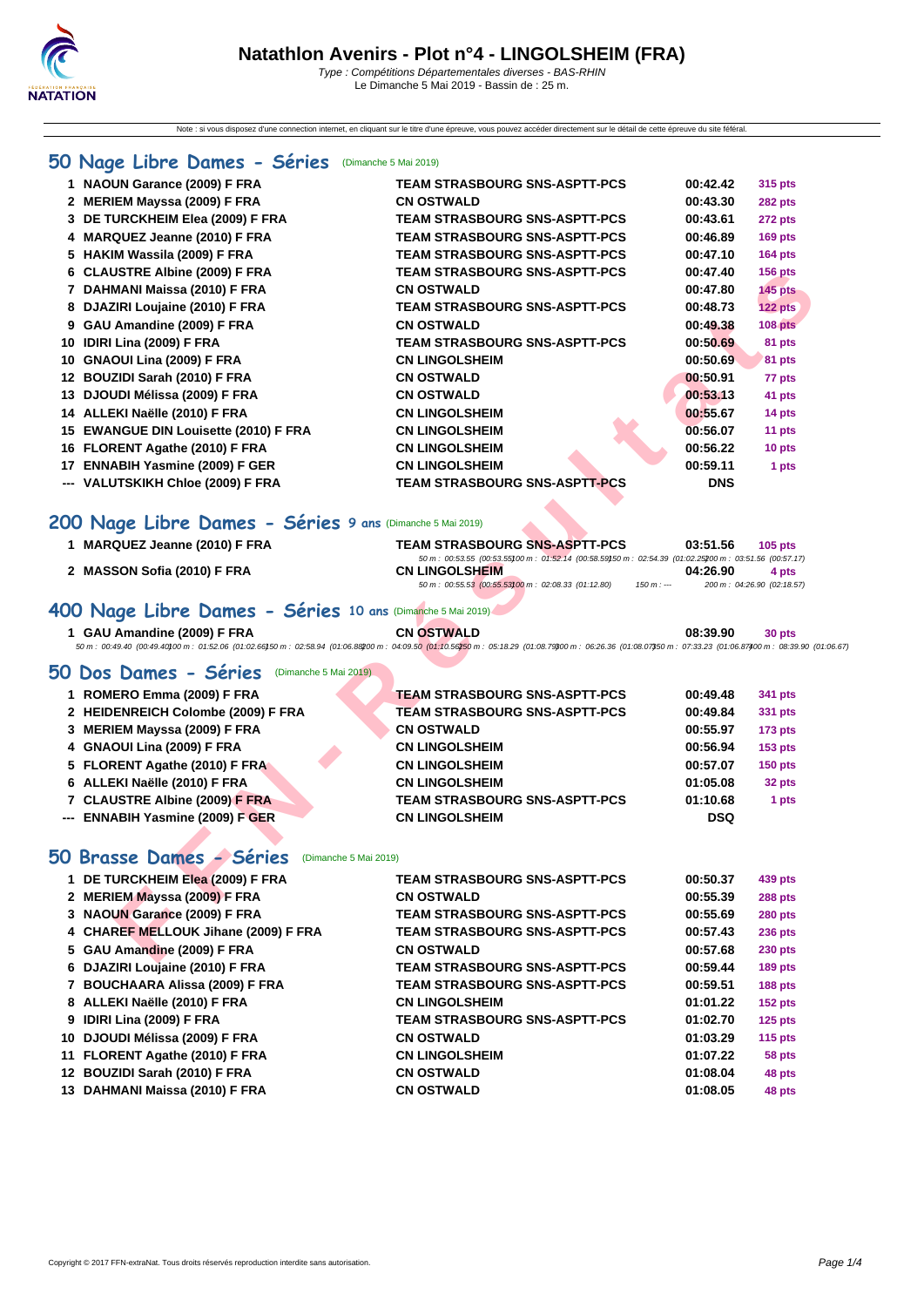# Natathlon Avenirs - Plot n°4 - LINGOLSHEIM (FRA)

*Type : Compétitions Départementales diverses - BAS-RHIN*
Le Dimanche 5 Mai 2019 - Bassin de : 25 m.

Note : si vous disposez d'une connexion internet, en cliquant sur le titre d'une épreuve, vous pouvez accéder directement sur le détail de cette épreuve du site féféral.

## 50 Nage Libre Dames - Séries (Dimanche 5 Mai 2019)

| | | | | |
|---|---|---|---|---|
| 1 | NAOUN Garance (2009) F FRA | TEAM STRASBOURG SNS-ASPTT-PCS | 00:42.42 | 315 pts |
| 2 | MERIEM Mayssa (2009) F FRA | CN OSTWALD | 00:43.30 | 282 pts |
| 3 | DE TURCKHEIM Elea (2009) F FRA | TEAM STRASBOURG SNS-ASPTT-PCS | 00:43.61 | 272 pts |
| 4 | MARQUEZ Jeanne (2010) F FRA | TEAM STRASBOURG SNS-ASPTT-PCS | 00:46.89 | 169 pts |
| 5 | HAKIM Wassila (2009) F FRA | TEAM STRASBOURG SNS-ASPTT-PCS | 00:47.10 | 164 pts |
| 6 | CLAUSTRE Albine (2009) F FRA | TEAM STRASBOURG SNS-ASPTT-PCS | 00:47.40 | 156 pts |
| 7 | DAHMANI Maissa (2010) F FRA | CN OSTWALD | 00:47.80 | 145 pts |
| 8 | DJAZIRI Loujaine (2010) F FRA | TEAM STRASBOURG SNS-ASPTT-PCS | 00:48.73 | 122 pts |
| 9 | GAU Amandine (2009) F FRA | CN OSTWALD | 00:49.38 | 108 pts |
| 10 | IDIRI Lina (2009) F FRA | TEAM STRASBOURG SNS-ASPTT-PCS | 00:50.69 | 81 pts |
| 10 | GNAOUI Lina (2009) F FRA | CN LINGOLSHEIM | 00:50.69 | 81 pts |
| 12 | BOUZIDI Sarah (2010) F FRA | CN OSTWALD | 00:50.91 | 77 pts |
| 13 | DJOUDI Mélissa (2009) F FRA | CN OSTWALD | 00:53.13 | 41 pts |
| 14 | ALLEKI Naëlle (2010) F FRA | CN LINGOLSHEIM | 00:55.67 | 14 pts |
| 15 | EWANGUE DIN Louisette (2010) F FRA | CN LINGOLSHEIM | 00:56.07 | 11 pts |
| 16 | FLORENT Agathe (2010) F FRA | CN LINGOLSHEIM | 00:56.22 | 10 pts |
| 17 | ENNABIH Yasmine (2009) F GER | CN LINGOLSHEIM | 00:59.11 | 1 pts |
| --- | VALUTSKIKH Chloe (2009) F FRA | TEAM STRASBOURG SNS-ASPTT-PCS | DNS | |

## 200 Nage Libre Dames - Séries 9 ans (Dimanche 5 Mai 2019)

| | | | | |
|---|---|---|---|---|
| 1 | MARQUEZ Jeanne (2010) F FRA | TEAM STRASBOURG SNS-ASPTT-PCS | 03:51.56 | 105 pts |

50 m : 00:53.55 (00:53.55) 100 m : 01:52.14 (00:58.59) 150 m : 02:54.39 (01:02.25) 200 m : 03:51.56 (00:57.17)

| | | | | |
|---|---|---|---|---|
| 2 | MASSON Sofia (2010) F FRA | CN LINGOLSHEIM | 04:26.90 | 4 pts |

50 m : 00:55.53 (00:55.53) 100 m : 02:08.33 (01:12.80) 150 m : --- 200 m : 04:26.90 (02:18.57)

## 400 Nage Libre Dames - Séries 10 ans (Dimanche 5 Mai 2019)

| | | | | |
|---|---|---|---|---|
| 1 | GAU Amandine (2009) F FRA | CN OSTWALD | 08:39.90 | 30 pts |

50 m : 00:49.40 (00:49.40) 100 m : 01:52.06 (01:02.66) 150 m : 02:58.94 (01:06.88) 200 m : 04:09.50 (01:10.56) 250 m : 05:18.29 (01:08.79) 300 m : 06:26.36 (01:08.07) 350 m : 07:33.23 (01:06.87) 400 m : 08:39.90 (01:06.67)

## 50 Dos Dames - Séries (Dimanche 5 Mai 2019)

| | | | | |
|---|---|---|---|---|
| 1 | ROMERO Emma (2009) F FRA | TEAM STRASBOURG SNS-ASPTT-PCS | 00:49.48 | 341 pts |
| 2 | HEIDENREICH Colombe (2009) F FRA | TEAM STRASBOURG SNS-ASPTT-PCS | 00:49.84 | 331 pts |
| 3 | MERIEM Mayssa (2009) F FRA | CN OSTWALD | 00:55.97 | 173 pts |
| 4 | GNAOUI Lina (2009) F FRA | CN LINGOLSHEIM | 00:56.94 | 153 pts |
| 5 | FLORENT Agathe (2010) F FRA | CN LINGOLSHEIM | 00:57.07 | 150 pts |
| 6 | ALLEKI Naëlle (2010) F FRA | CN LINGOLSHEIM | 01:05.08 | 32 pts |
| 7 | CLAUSTRE Albine (2009) F FRA | TEAM STRASBOURG SNS-ASPTT-PCS | 01:10.68 | 1 pts |
| --- | ENNABIH Yasmine (2009) F GER | CN LINGOLSHEIM | DSQ | |

## 50 Brasse Dames - Séries (Dimanche 5 Mai 2019)

| | | | | |
|---|---|---|---|---|
| 1 | DE TURCKHEIM Elea (2009) F FRA | TEAM STRASBOURG SNS-ASPTT-PCS | 00:50.37 | 439 pts |
| 2 | MERIEM Mayssa (2009) F FRA | CN OSTWALD | 00:55.39 | 288 pts |
| 3 | NAOUN Garance (2009) F FRA | TEAM STRASBOURG SNS-ASPTT-PCS | 00:55.69 | 280 pts |
| 4 | CHAREF MELLOUK Jihane (2009) F FRA | TEAM STRASBOURG SNS-ASPTT-PCS | 00:57.43 | 236 pts |
| 5 | GAU Amandine (2009) F FRA | CN OSTWALD | 00:57.68 | 230 pts |
| 6 | DJAZIRI Loujaine (2010) F FRA | TEAM STRASBOURG SNS-ASPTT-PCS | 00:59.44 | 189 pts |
| 7 | BOUCHAARA Alissa (2009) F FRA | TEAM STRASBOURG SNS-ASPTT-PCS | 00:59.51 | 188 pts |
| 8 | ALLEKI Naëlle (2010) F FRA | CN LINGOLSHEIM | 01:01.22 | 152 pts |
| 9 | IDIRI Lina (2009) F FRA | TEAM STRASBOURG SNS-ASPTT-PCS | 01:02.70 | 125 pts |
| 10 | DJOUDI Mélissa (2009) F FRA | CN OSTWALD | 01:03.29 | 115 pts |
| 11 | FLORENT Agathe (2010) F FRA | CN LINGOLSHEIM | 01:07.22 | 58 pts |
| 12 | BOUZIDI Sarah (2010) F FRA | CN OSTWALD | 01:08.04 | 48 pts |
| 13 | DAHMANI Maissa (2010) F FRA | CN OSTWALD | 01:08.05 | 48 pts |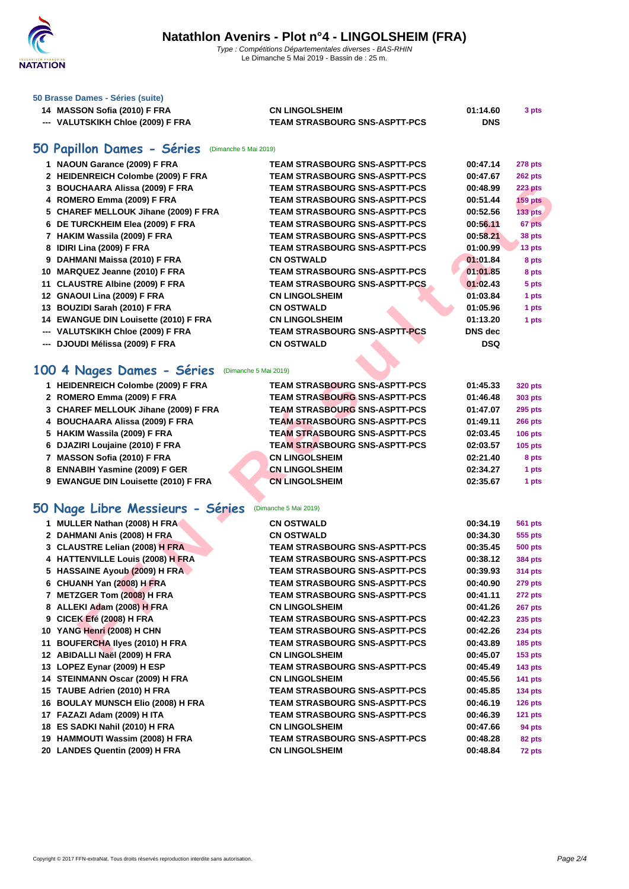# Natathlon Avenirs - Plot n°4 - LINGOLSHEIM (FRA)

*Type : Compétitions Départementales diverses - BAS-RHIN*
Le Dimanche 5 Mai 2019 - Bassin de : 25 m.

### 50 Brasse Dames - Séries (suite)

| | | | | |
|---|---|---|---|---|
| 14 | MASSON Sofia (2010) F FRA | CN LINGOLSHEIM | 01:14.60 | 3 pts |
| --- | VALUTSKIKH Chloe (2009) F FRA | TEAM STRASBOURG SNS-ASPTT-PCS | DNS | |

## 50 Papillon Dames - Séries (Dimanche 5 Mai 2019)

| | | | | |
|---|---|---|---|---|
| 1 | NAOUN Garance (2009) F FRA | TEAM STRASBOURG SNS-ASPTT-PCS | 00:47.14 | 278 pts |
| 2 | HEIDENREICH Colombe (2009) F FRA | TEAM STRASBOURG SNS-ASPTT-PCS | 00:47.67 | 262 pts |
| 3 | BOUCHAARA Alissa (2009) F FRA | TEAM STRASBOURG SNS-ASPTT-PCS | 00:48.99 | 223 pts |
| 4 | ROMERO Emma (2009) F FRA | TEAM STRASBOURG SNS-ASPTT-PCS | 00:51.44 | 159 pts |
| 5 | CHAREF MELLOUK Jihane (2009) F FRA | TEAM STRASBOURG SNS-ASPTT-PCS | 00:52.56 | 133 pts |
| 6 | DE TURCKHEIM Elea (2009) F FRA | TEAM STRASBOURG SNS-ASPTT-PCS | 00:56.11 | 67 pts |
| 7 | HAKIM Wassila (2009) F FRA | TEAM STRASBOURG SNS-ASPTT-PCS | 00:58.21 | 38 pts |
| 8 | IDIRI Lina (2009) F FRA | TEAM STRASBOURG SNS-ASPTT-PCS | 01:00.99 | 13 pts |
| 9 | DAHMANI Maissa (2010) F FRA | CN OSTWALD | 01:01.84 | 8 pts |
| 10 | MARQUEZ Jeanne (2010) F FRA | TEAM STRASBOURG SNS-ASPTT-PCS | 01:01.85 | 8 pts |
| 11 | CLAUSTRE Albine (2009) F FRA | TEAM STRASBOURG SNS-ASPTT-PCS | 01:02.43 | 5 pts |
| 12 | GNAOUI Lina (2009) F FRA | CN LINGOLSHEIM | 01:03.84 | 1 pts |
| 13 | BOUZIDI Sarah (2010) F FRA | CN OSTWALD | 01:05.96 | 1 pts |
| 14 | EWANGUE DIN Louisette (2010) F FRA | CN LINGOLSHEIM | 01:13.20 | 1 pts |
| --- | VALUTSKIKH Chloe (2009) F FRA | TEAM STRASBOURG SNS-ASPTT-PCS | DNS dec | |
| --- | DJOUDI Mélissa (2009) F FRA | CN OSTWALD | DSQ | |

## 100 4 Nages Dames - Séries (Dimanche 5 Mai 2019)

| | | | | |
|---|---|---|---|---|
| 1 | HEIDENREICH Colombe (2009) F FRA | TEAM STRASBOURG SNS-ASPTT-PCS | 01:45.33 | 320 pts |
| 2 | ROMERO Emma (2009) F FRA | TEAM STRASBOURG SNS-ASPTT-PCS | 01:46.48 | 303 pts |
| 3 | CHAREF MELLOUK Jihane (2009) F FRA | TEAM STRASBOURG SNS-ASPTT-PCS | 01:47.07 | 295 pts |
| 4 | BOUCHAARA Alissa (2009) F FRA | TEAM STRASBOURG SNS-ASPTT-PCS | 01:49.11 | 266 pts |
| 5 | HAKIM Wassila (2009) F FRA | TEAM STRASBOURG SNS-ASPTT-PCS | 02:03.45 | 106 pts |
| 6 | DJAZIRI Loujaine (2010) F FRA | TEAM STRASBOURG SNS-ASPTT-PCS | 02:03.57 | 105 pts |
| 7 | MASSON Sofia (2010) F FRA | CN LINGOLSHEIM | 02:21.40 | 8 pts |
| 8 | ENNABIH Yasmine (2009) F GER | CN LINGOLSHEIM | 02:34.27 | 1 pts |
| 9 | EWANGUE DIN Louisette (2010) F FRA | CN LINGOLSHEIM | 02:35.67 | 1 pts |

## 50 Nage Libre Messieurs - Séries (Dimanche 5 Mai 2019)

| | | | | |
|---|---|---|---|---|
| 1 | MULLER Nathan (2008) H FRA | CN OSTWALD | 00:34.19 | 561 pts |
| 2 | DAHMANI Anis (2008) H FRA | CN OSTWALD | 00:34.30 | 555 pts |
| 3 | CLAUSTRE Lelian (2008) H FRA | TEAM STRASBOURG SNS-ASPTT-PCS | 00:35.45 | 500 pts |
| 4 | HATTENVILLE Louis (2008) H FRA | TEAM STRASBOURG SNS-ASPTT-PCS | 00:38.12 | 384 pts |
| 5 | HASSAINE Ayoub (2009) H FRA | TEAM STRASBOURG SNS-ASPTT-PCS | 00:39.93 | 314 pts |
| 6 | CHUANH Yan (2008) H FRA | TEAM STRASBOURG SNS-ASPTT-PCS | 00:40.90 | 279 pts |
| 7 | METZGER Tom (2008) H FRA | TEAM STRASBOURG SNS-ASPTT-PCS | 00:41.11 | 272 pts |
| 8 | ALLEKI Adam (2008) H FRA | CN LINGOLSHEIM | 00:41.26 | 267 pts |
| 9 | CICEK Efé (2008) H FRA | TEAM STRASBOURG SNS-ASPTT-PCS | 00:42.23 | 235 pts |
| 10 | YANG Henri (2008) H CHN | TEAM STRASBOURG SNS-ASPTT-PCS | 00:42.26 | 234 pts |
| 11 | BOUFERCHA Ilyes (2010) H FRA | TEAM STRASBOURG SNS-ASPTT-PCS | 00:43.89 | 185 pts |
| 12 | ABIDALLI Naël (2009) H FRA | CN LINGOLSHEIM | 00:45.07 | 153 pts |
| 13 | LOPEZ Eynar (2009) H ESP | TEAM STRASBOURG SNS-ASPTT-PCS | 00:45.49 | 143 pts |
| 14 | STEINMANN Oscar (2009) H FRA | CN LINGOLSHEIM | 00:45.56 | 141 pts |
| 15 | TAUBE Adrien (2010) H FRA | TEAM STRASBOURG SNS-ASPTT-PCS | 00:45.85 | 134 pts |
| 16 | BOULAY MUNSCH Elio (2008) H FRA | TEAM STRASBOURG SNS-ASPTT-PCS | 00:46.19 | 126 pts |
| 17 | FAZAZI Adam (2009) H ITA | TEAM STRASBOURG SNS-ASPTT-PCS | 00:46.39 | 121 pts |
| 18 | ES SADKI Nahil (2010) H FRA | CN LINGOLSHEIM | 00:47.66 | 94 pts |
| 19 | HAMMOUTI Wassim (2008) H FRA | TEAM STRASBOURG SNS-ASPTT-PCS | 00:48.28 | 82 pts |
| 20 | LANDES Quentin (2009) H FRA | CN LINGOLSHEIM | 00:48.84 | 72 pts |

Copyright © 2017 FFN-extraNat. Tous droits réservés reproduction interdite sans autorisation.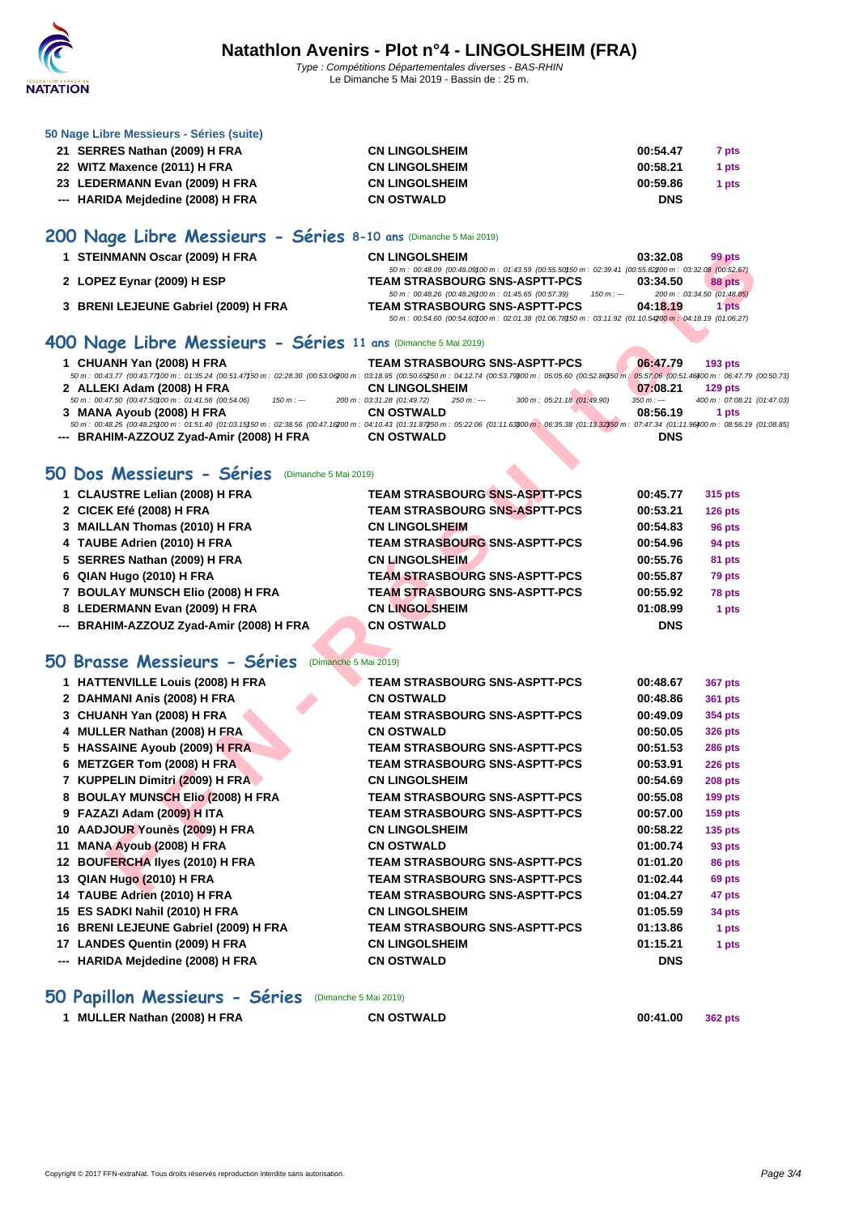# Natathlon Avenirs - Plot n°4 - LINGOLSHEIM (FRA)

*Type : Compétitions Départementales diverses - BAS-RHIN*
Le Dimanche 5 Mai 2019 - Bassin de : 25 m.

### 50 Nage Libre Messieurs - Séries (suite)

| | | | | |
|---|---|---|---|---|
| 21 | SERRES Nathan (2009) H FRA | CN LINGOLSHEIM | 00:54.47 | 7 pts |
| 22 | WITZ Maxence (2011) H FRA | CN LINGOLSHEIM | 00:58.21 | 1 pts |
| 23 | LEDERMANN Evan (2009) H FRA | CN LINGOLSHEIM | 00:59.86 | 1 pts |
| --- | HARIDA Mejdedine (2008) H FRA | CN OSTWALD | DNS | |

## 200 Nage Libre Messieurs - Séries 8-10 ans (Dimanche 5 Mai 2019)

| | | | | |
|---|---|---|---|---|
| 1 | STEINMANN Oscar (2009) H FRA | CN LINGOLSHEIM | 03:32.08 | 99 pts |
| | 50 m : 00:48.09 (00:48.09) 100 m : 01:43.59 (00:55.50) 150 m : 02:39.41 (00:55.82) 200 m : 03:32.08 (00:52.67) | | | |
| 2 | LOPEZ Eynar (2009) H ESP | TEAM STRASBOURG SNS-ASPTT-PCS | 03:34.50 | 88 pts |
| | 50 m : 00:48.26 (00:48.26) 100 m : 01:45.65 (00:57.39) 150 m : --- 200 m : 03:34.50 (01:48.85) | | | |
| 3 | BRENI LEJEUNE Gabriel (2009) H FRA | TEAM STRASBOURG SNS-ASPTT-PCS | 04:18.19 | 1 pts |
| | 50 m : 00:54.60 (00:54.60) 100 m : 02:01.38 (01:06.78) 150 m : 03:11.92 (01:10.54) 200 m : 04:18.19 (01:06.27) | | | |

## 400 Nage Libre Messieurs - Séries 11 ans (Dimanche 5 Mai 2019)

| | | | | |
|---|---|---|---|---|
| 1 | CHUANH Yan (2008) H FRA | TEAM STRASBOURG SNS-ASPTT-PCS | 06:47.79 | 193 pts |
| | 50 m : 00:43.77 (00:43.77) 100 m : 01:35.24 (00:51.47) 150 m : 02:28.30 (00:53.06) 200 m : 03:18.95 (00:50.65) 250 m : 04:12.74 (00:53.79) 300 m : 05:05.60 (00:52.86) 350 m : 05:57.06 (00:51.46) 400 m : 06:47.79 (00:50.73) | | | |
| 2 | ALLEKI Adam (2008) H FRA | CN LINGOLSHEIM | 07:08.21 | 129 pts |
| | 50 m : 00:47.50 (00:47.50) 100 m : 01:41.56 (00:54.06) 150 m : --- 200 m : 03:31.28 (01:49.72) 250 m : --- 300 m : 05:21.18 (01:49.90) 350 m : --- 400 m : 07:08.21 (01:47.03) | | | |
| 3 | MANA Ayoub (2008) H FRA | CN OSTWALD | 08:56.19 | 1 pts |
| | 50 m : 00:48.25 (00:48.25) 100 m : 01:51.40 (01:03.15) 150 m : 02:38.56 (00:47.16) 200 m : 04:10.43 (01:31.87) 250 m : 05:22.06 (01:11.63) 300 m : 06:35.38 (01:13.32) 350 m : 07:47.34 (01:11.96) 400 m : 08:56.19 (01:08.85) | | | |
| --- | BRAHIM-AZZOUZ Zyad-Amir (2008) H FRA | CN OSTWALD | DNS | |

## 50 Dos Messieurs - Séries (Dimanche 5 Mai 2019)

| | | | | |
|---|---|---|---|---|
| 1 | CLAUSTRE Lelian (2008) H FRA | TEAM STRASBOURG SNS-ASPTT-PCS | 00:45.77 | 315 pts |
| 2 | CICEK Efé (2008) H FRA | TEAM STRASBOURG SNS-ASPTT-PCS | 00:53.21 | 126 pts |
| 3 | MAILLAN Thomas (2010) H FRA | CN LINGOLSHEIM | 00:54.83 | 96 pts |
| 4 | TAUBE Adrien (2010) H FRA | TEAM STRASBOURG SNS-ASPTT-PCS | 00:54.96 | 94 pts |
| 5 | SERRES Nathan (2009) H FRA | CN LINGOLSHEIM | 00:55.76 | 81 pts |
| 6 | QIAN Hugo (2010) H FRA | TEAM STRASBOURG SNS-ASPTT-PCS | 00:55.87 | 79 pts |
| 7 | BOULAY MUNSCH Elio (2008) H FRA | TEAM STRASBOURG SNS-ASPTT-PCS | 00:55.92 | 78 pts |
| 8 | LEDERMANN Evan (2009) H FRA | CN LINGOLSHEIM | 01:08.99 | 1 pts |
| --- | BRAHIM-AZZOUZ Zyad-Amir (2008) H FRA | CN OSTWALD | DNS | |

## 50 Brasse Messieurs - Séries (Dimanche 5 Mai 2019)

| | | | | |
|---|---|---|---|---|
| 1 | HATTENVILLE Louis (2008) H FRA | TEAM STRASBOURG SNS-ASPTT-PCS | 00:48.67 | 367 pts |
| 2 | DAHMANI Anis (2008) H FRA | CN OSTWALD | 00:48.86 | 361 pts |
| 3 | CHUANH Yan (2008) H FRA | TEAM STRASBOURG SNS-ASPTT-PCS | 00:49.09 | 354 pts |
| 4 | MULLER Nathan (2008) H FRA | CN OSTWALD | 00:50.05 | 326 pts |
| 5 | HASSAINE Ayoub (2009) H FRA | TEAM STRASBOURG SNS-ASPTT-PCS | 00:51.53 | 286 pts |
| 6 | METZGER Tom (2008) H FRA | TEAM STRASBOURG SNS-ASPTT-PCS | 00:53.91 | 226 pts |
| 7 | KUPPELIN Dimitri (2009) H FRA | CN LINGOLSHEIM | 00:54.69 | 208 pts |
| 8 | BOULAY MUNSCH Elio (2008) H FRA | TEAM STRASBOURG SNS-ASPTT-PCS | 00:55.08 | 199 pts |
| 9 | FAZAZI Adam (2009) H ITA | TEAM STRASBOURG SNS-ASPTT-PCS | 00:57.00 | 159 pts |
| 10 | AADJOUR Younès (2009) H FRA | CN LINGOLSHEIM | 00:58.22 | 135 pts |
| 11 | MANA Ayoub (2008) H FRA | CN OSTWALD | 01:00.74 | 93 pts |
| 12 | BOUFERCHA Ilyes (2010) H FRA | TEAM STRASBOURG SNS-ASPTT-PCS | 01:01.20 | 86 pts |
| 13 | QIAN Hugo (2010) H FRA | TEAM STRASBOURG SNS-ASPTT-PCS | 01:02.44 | 69 pts |
| 14 | TAUBE Adrien (2010) H FRA | TEAM STRASBOURG SNS-ASPTT-PCS | 01:04.27 | 47 pts |
| 15 | ES SADKI Nahil (2010) H FRA | CN LINGOLSHEIM | 01:05.59 | 34 pts |
| 16 | BRENI LEJEUNE Gabriel (2009) H FRA | TEAM STRASBOURG SNS-ASPTT-PCS | 01:13.86 | 1 pts |
| 17 | LANDES Quentin (2009) H FRA | CN LINGOLSHEIM | 01:15.21 | 1 pts |
| --- | HARIDA Mejdedine (2008) H FRA | CN OSTWALD | DNS | |

## 50 Papillon Messieurs - Séries (Dimanche 5 Mai 2019)

| | | | | |
|---|---|---|---|---|
| 1 | MULLER Nathan (2008) H FRA | CN OSTWALD | 00:41.00 | 362 pts |

Copyright © 2017 FFN-extraNat. Tous droits réservés reproduction interdite sans autorisation.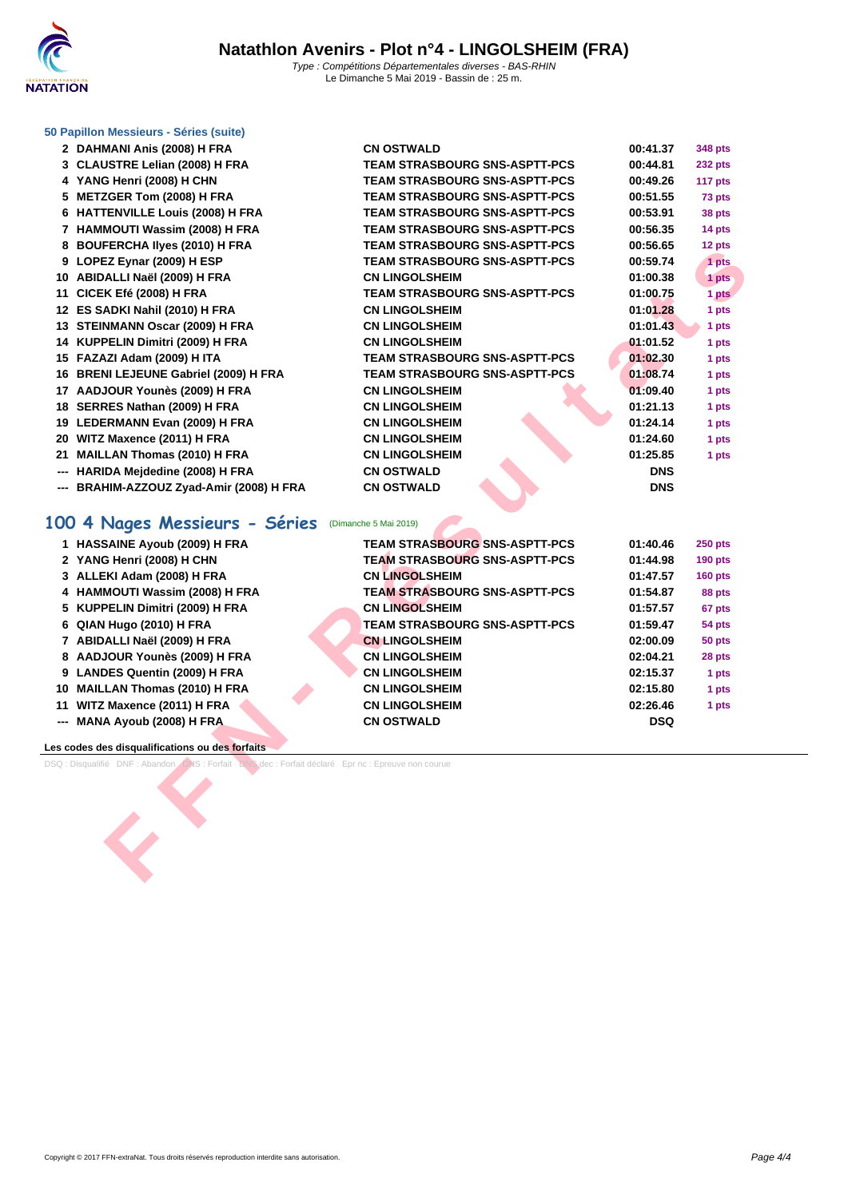# Natathlon Avenirs - Plot n°4 - LINGOLSHEIM (FRA)

*Type : Compétitions Départementales diverses - BAS-RHIN*
Le Dimanche 5 Mai 2019 - Bassin de : 25 m.

### 50 Papillon Messieurs - Séries (suite)

| | | | | |
|---|---|---|---|---|
| 2 | DAHMANI Anis (2008) H FRA | CN OSTWALD | 00:41.37 | 348 pts |
| 3 | CLAUSTRE Lelian (2008) H FRA | TEAM STRASBOURG SNS-ASPTT-PCS | 00:44.81 | 232 pts |
| 4 | YANG Henri (2008) H CHN | TEAM STRASBOURG SNS-ASPTT-PCS | 00:49.26 | 117 pts |
| 5 | METZGER Tom (2008) H FRA | TEAM STRASBOURG SNS-ASPTT-PCS | 00:51.55 | 73 pts |
| 6 | HATTENVILLE Louis (2008) H FRA | TEAM STRASBOURG SNS-ASPTT-PCS | 00:53.91 | 38 pts |
| 7 | HAMMOUTI Wassim (2008) H FRA | TEAM STRASBOURG SNS-ASPTT-PCS | 00:56.35 | 14 pts |
| 8 | BOUFERCHA Ilyes (2010) H FRA | TEAM STRASBOURG SNS-ASPTT-PCS | 00:56.65 | 12 pts |
| 9 | LOPEZ Eynar (2009) H ESP | TEAM STRASBOURG SNS-ASPTT-PCS | 00:59.74 | 1 pts |
| 10 | ABIDALLI Naël (2009) H FRA | CN LINGOLSHEIM | 01:00.38 | 1 pts |
| 11 | CICEK Efé (2008) H FRA | TEAM STRASBOURG SNS-ASPTT-PCS | 01:00.75 | 1 pts |
| 12 | ES SADKI Nahil (2010) H FRA | CN LINGOLSHEIM | 01:01.28 | 1 pts |
| 13 | STEINMANN Oscar (2009) H FRA | CN LINGOLSHEIM | 01:01.43 | 1 pts |
| 14 | KUPPELIN Dimitri (2009) H FRA | CN LINGOLSHEIM | 01:01.52 | 1 pts |
| 15 | FAZAZI Adam (2009) H ITA | TEAM STRASBOURG SNS-ASPTT-PCS | 01:02.30 | 1 pts |
| 16 | BRENI LEJEUNE Gabriel (2009) H FRA | TEAM STRASBOURG SNS-ASPTT-PCS | 01:08.74 | 1 pts |
| 17 | AADJOUR Younès (2009) H FRA | CN LINGOLSHEIM | 01:09.40 | 1 pts |
| 18 | SERRES Nathan (2009) H FRA | CN LINGOLSHEIM | 01:21.13 | 1 pts |
| 19 | LEDERMANN Evan (2009) H FRA | CN LINGOLSHEIM | 01:24.14 | 1 pts |
| 20 | WITZ Maxence (2011) H FRA | CN LINGOLSHEIM | 01:24.60 | 1 pts |
| 21 | MAILLAN Thomas (2010) H FRA | CN LINGOLSHEIM | 01:25.85 | 1 pts |
| --- | HARIDA Mejdedine (2008) H FRA | CN OSTWALD | DNS | |
| --- | BRAHIM-AZZOUZ Zyad-Amir (2008) H FRA | CN OSTWALD | DNS | |

## 100 4 Nages Messieurs - Séries (Dimanche 5 Mai 2019)

| | | | | |
|---|---|---|---|---|
| 1 | HASSAINE Ayoub (2009) H FRA | TEAM STRASBOURG SNS-ASPTT-PCS | 01:40.46 | 250 pts |
| 2 | YANG Henri (2008) H CHN | TEAM STRASBOURG SNS-ASPTT-PCS | 01:44.98 | 190 pts |
| 3 | ALLEKI Adam (2008) H FRA | CN LINGOLSHEIM | 01:47.57 | 160 pts |
| 4 | HAMMOUTI Wassim (2008) H FRA | TEAM STRASBOURG SNS-ASPTT-PCS | 01:54.87 | 88 pts |
| 5 | KUPPELIN Dimitri (2009) H FRA | CN LINGOLSHEIM | 01:57.57 | 67 pts |
| 6 | QIAN Hugo (2010) H FRA | TEAM STRASBOURG SNS-ASPTT-PCS | 01:59.47 | 54 pts |
| 7 | ABIDALLI Naël (2009) H FRA | CN LINGOLSHEIM | 02:00.09 | 50 pts |
| 8 | AADJOUR Younès (2009) H FRA | CN LINGOLSHEIM | 02:04.21 | 28 pts |
| 9 | LANDES Quentin (2009) H FRA | CN LINGOLSHEIM | 02:15.37 | 1 pts |
| 10 | MAILLAN Thomas (2010) H FRA | CN LINGOLSHEIM | 02:15.80 | 1 pts |
| 11 | WITZ Maxence (2011) H FRA | CN LINGOLSHEIM | 02:26.46 | 1 pts |
| --- | MANA Ayoub (2008) H FRA | CN OSTWALD | DSQ | |

**Les codes des disqualifications ou des forfaits**

DSQ : Disqualifié DNF : Abandon DNS : Forfait DNS dec : Forfait déclaré Epr nc : Epreuve non courue

Copyright © 2017 FFN-extraNat. Tous droits réservés reproduction interdite sans autorisation.